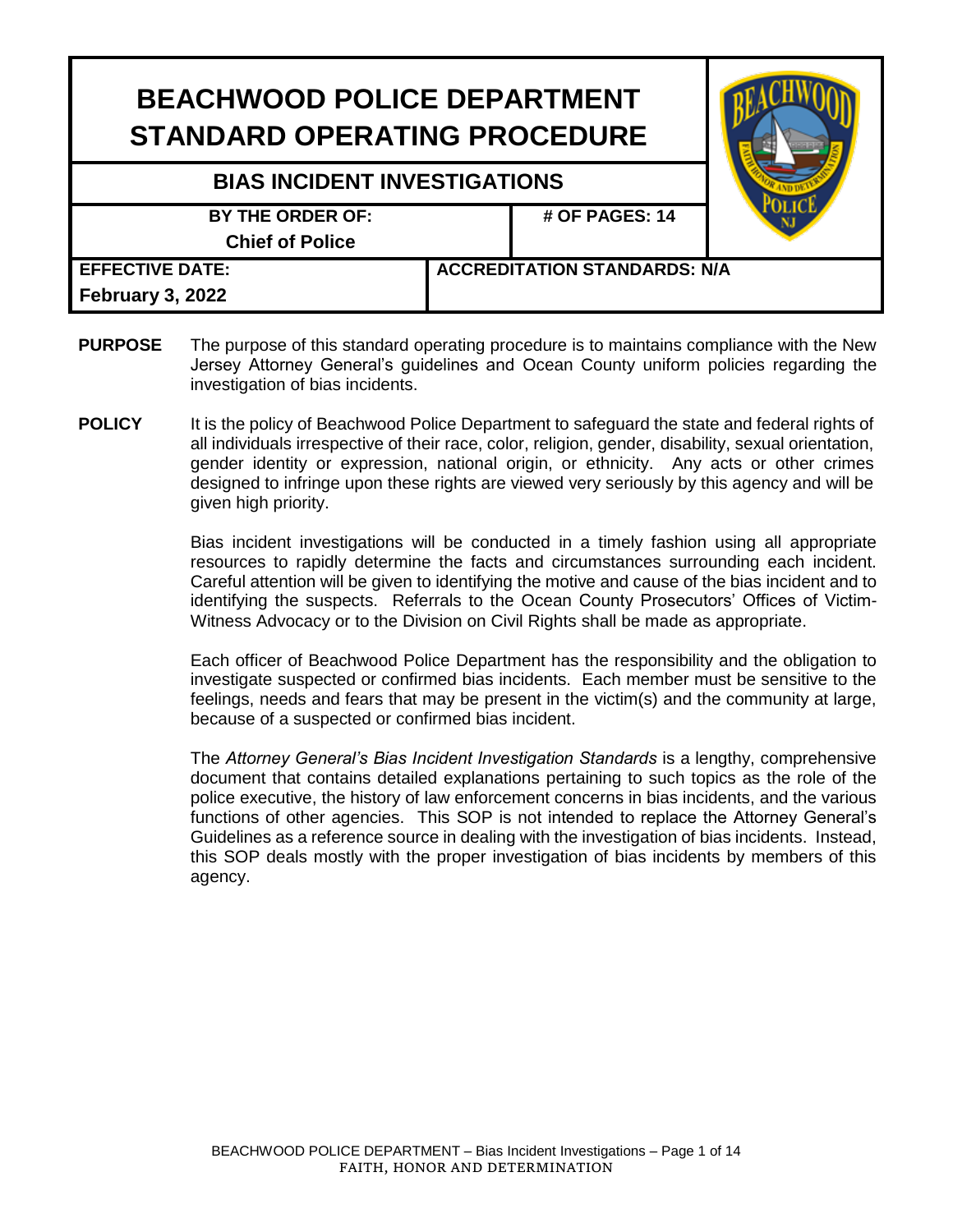# BEACHWOOD POLICE DEPARTMENT STANDARD OPERATING PROCEDURE

## BIAS INCIDENT INVESTIGATIONS

| BY THE ORDER OF: Chief of Police | # OF PAGES: 14 |
|---|---|
| **EFFECTIVE DATE:** February 3, 2022 | **ACCREDITATION STANDARDS:** N/A |

**PURPOSE** The purpose of this standard operating procedure is to maintains compliance with the New Jersey Attorney General's guidelines and Ocean County uniform policies regarding the investigation of bias incidents.

**POLICY** It is the policy of Beachwood Police Department to safeguard the state and federal rights of all individuals irrespective of their race, color, religion, gender, disability, sexual orientation, gender identity or expression, national origin, or ethnicity. Any acts or other crimes designed to infringe upon these rights are viewed very seriously by this agency and will be given high priority.

Bias incident investigations will be conducted in a timely fashion using all appropriate resources to rapidly determine the facts and circumstances surrounding each incident. Careful attention will be given to identifying the motive and cause of the bias incident and to identifying the suspects. Referrals to the Ocean County Prosecutors' Offices of Victim-Witness Advocacy or to the Division on Civil Rights shall be made as appropriate.

Each officer of Beachwood Police Department has the responsibility and the obligation to investigate suspected or confirmed bias incidents. Each member must be sensitive to the feelings, needs and fears that may be present in the victim(s) and the community at large, because of a suspected or confirmed bias incident.

The *Attorney General's Bias Incident Investigation Standards* is a lengthy, comprehensive document that contains detailed explanations pertaining to such topics as the role of the police executive, the history of law enforcement concerns in bias incidents, and the various functions of other agencies. This SOP is not intended to replace the Attorney General's Guidelines as a reference source in dealing with the investigation of bias incidents. Instead, this SOP deals mostly with the proper investigation of bias incidents by members of this agency.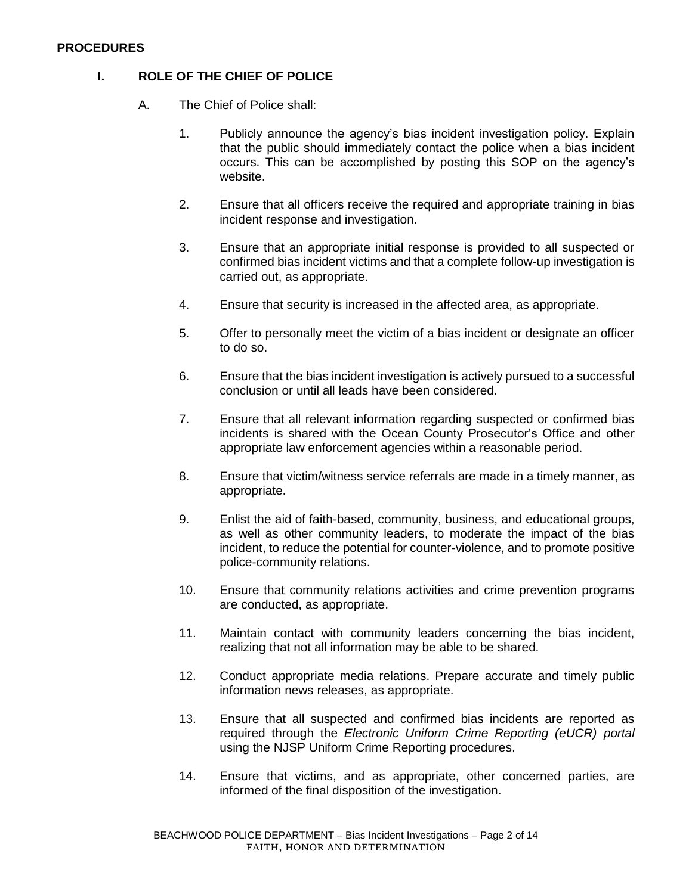## PROCEDURES

### I. ROLE OF THE CHIEF OF POLICE

A. The Chief of Police shall:

1. Publicly announce the agency's bias incident investigation policy. Explain that the public should immediately contact the police when a bias incident occurs. This can be accomplished by posting this SOP on the agency's website.

2. Ensure that all officers receive the required and appropriate training in bias incident response and investigation.

3. Ensure that an appropriate initial response is provided to all suspected or confirmed bias incident victims and that a complete follow-up investigation is carried out, as appropriate.

4. Ensure that security is increased in the affected area, as appropriate.

5. Offer to personally meet the victim of a bias incident or designate an officer to do so.

6. Ensure that the bias incident investigation is actively pursued to a successful conclusion or until all leads have been considered.

7. Ensure that all relevant information regarding suspected or confirmed bias incidents is shared with the Ocean County Prosecutor's Office and other appropriate law enforcement agencies within a reasonable period.

8. Ensure that victim/witness service referrals are made in a timely manner, as appropriate.

9. Enlist the aid of faith-based, community, business, and educational groups, as well as other community leaders, to moderate the impact of the bias incident, to reduce the potential for counter-violence, and to promote positive police-community relations.

10. Ensure that community relations activities and crime prevention programs are conducted, as appropriate.

11. Maintain contact with community leaders concerning the bias incident, realizing that not all information may be able to be shared.

12. Conduct appropriate media relations. Prepare accurate and timely public information news releases, as appropriate.

13. Ensure that all suspected and confirmed bias incidents are reported as required through the *Electronic Uniform Crime Reporting (eUCR) portal* using the NJSP Uniform Crime Reporting procedures.

14. Ensure that victims, and as appropriate, other concerned parties, are informed of the final disposition of the investigation.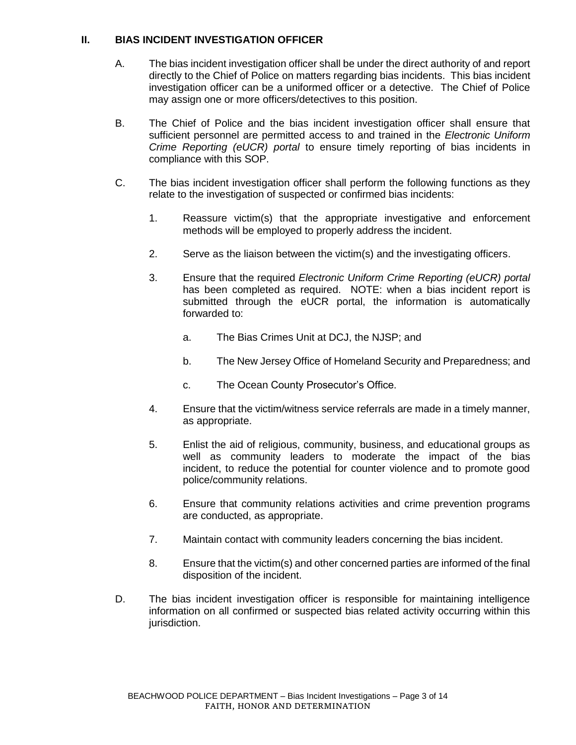## II. BIAS INCIDENT INVESTIGATION OFFICER

A. The bias incident investigation officer shall be under the direct authority of and report directly to the Chief of Police on matters regarding bias incidents. This bias incident investigation officer can be a uniformed officer or a detective. The Chief of Police may assign one or more officers/detectives to this position.

B. The Chief of Police and the bias incident investigation officer shall ensure that sufficient personnel are permitted access to and trained in the *Electronic Uniform Crime Reporting (eUCR) portal* to ensure timely reporting of bias incidents in compliance with this SOP.

C. The bias incident investigation officer shall perform the following functions as they relate to the investigation of suspected or confirmed bias incidents:

1. Reassure victim(s) that the appropriate investigative and enforcement methods will be employed to properly address the incident.

2. Serve as the liaison between the victim(s) and the investigating officers.

3. Ensure that the required *Electronic Uniform Crime Reporting (eUCR) portal* has been completed as required. NOTE: when a bias incident report is submitted through the eUCR portal, the information is automatically forwarded to:

   a. The Bias Crimes Unit at DCJ, the NJSP; and

   b. The New Jersey Office of Homeland Security and Preparedness; and

   c. The Ocean County Prosecutor's Office.

4. Ensure that the victim/witness service referrals are made in a timely manner, as appropriate.

5. Enlist the aid of religious, community, business, and educational groups as well as community leaders to moderate the impact of the bias incident, to reduce the potential for counter violence and to promote good police/community relations.

6. Ensure that community relations activities and crime prevention programs are conducted, as appropriate.

7. Maintain contact with community leaders concerning the bias incident.

8. Ensure that the victim(s) and other concerned parties are informed of the final disposition of the incident.

D. The bias incident investigation officer is responsible for maintaining intelligence information on all confirmed or suspected bias related activity occurring within this jurisdiction.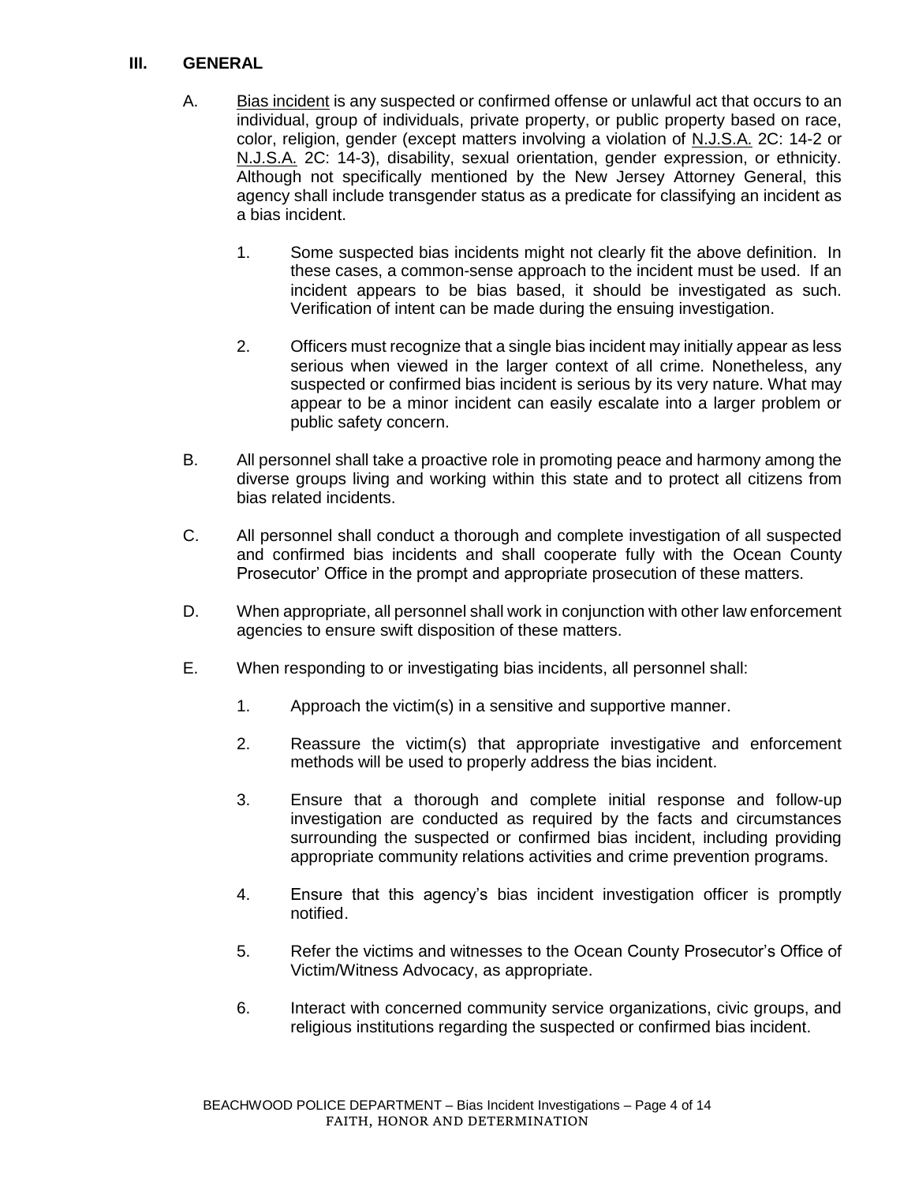## III. GENERAL

A. Bias incident is any suspected or confirmed offense or unlawful act that occurs to an individual, group of individuals, private property, or public property based on race, color, religion, gender (except matters involving a violation of N.J.S.A. 2C: 14-2 or N.J.S.A. 2C: 14-3), disability, sexual orientation, gender expression, or ethnicity. Although not specifically mentioned by the New Jersey Attorney General, this agency shall include transgender status as a predicate for classifying an incident as a bias incident.

   1. Some suspected bias incidents might not clearly fit the above definition. In these cases, a common-sense approach to the incident must be used. If an incident appears to be bias based, it should be investigated as such. Verification of intent can be made during the ensuing investigation.

   2. Officers must recognize that a single bias incident may initially appear as less serious when viewed in the larger context of all crime. Nonetheless, any suspected or confirmed bias incident is serious by its very nature. What may appear to be a minor incident can easily escalate into a larger problem or public safety concern.

B. All personnel shall take a proactive role in promoting peace and harmony among the diverse groups living and working within this state and to protect all citizens from bias related incidents.

C. All personnel shall conduct a thorough and complete investigation of all suspected and confirmed bias incidents and shall cooperate fully with the Ocean County Prosecutor' Office in the prompt and appropriate prosecution of these matters.

D. When appropriate, all personnel shall work in conjunction with other law enforcement agencies to ensure swift disposition of these matters.

E. When responding to or investigating bias incidents, all personnel shall:

   1. Approach the victim(s) in a sensitive and supportive manner.

   2. Reassure the victim(s) that appropriate investigative and enforcement methods will be used to properly address the bias incident.

   3. Ensure that a thorough and complete initial response and follow-up investigation are conducted as required by the facts and circumstances surrounding the suspected or confirmed bias incident, including providing appropriate community relations activities and crime prevention programs.

   4. Ensure that this agency's bias incident investigation officer is promptly notified.

   5. Refer the victims and witnesses to the Ocean County Prosecutor's Office of Victim/Witness Advocacy, as appropriate.

   6. Interact with concerned community service organizations, civic groups, and religious institutions regarding the suspected or confirmed bias incident.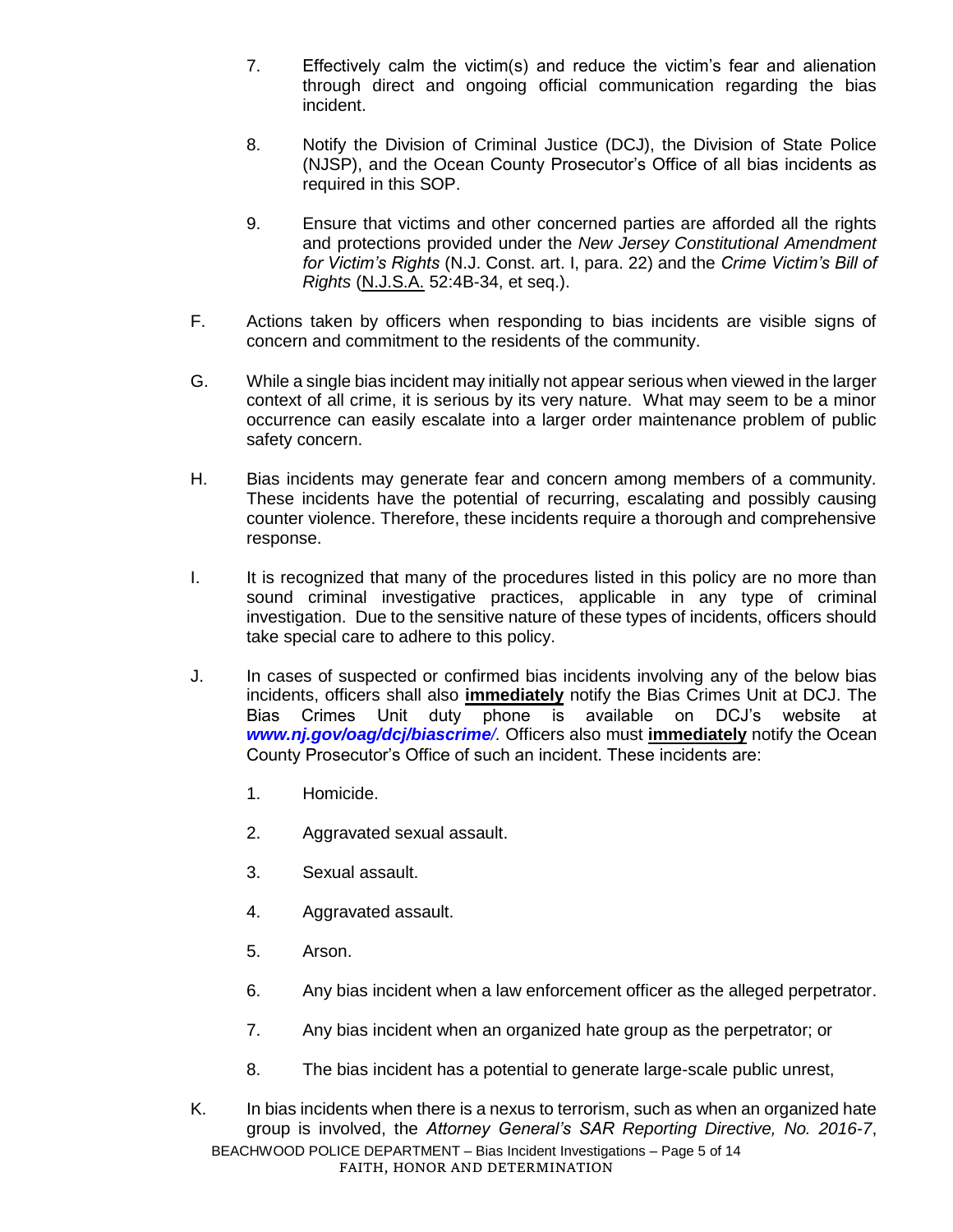7. Effectively calm the victim(s) and reduce the victim's fear and alienation through direct and ongoing official communication regarding the bias incident.

8. Notify the Division of Criminal Justice (DCJ), the Division of State Police (NJSP), and the Ocean County Prosecutor's Office of all bias incidents as required in this SOP.

9. Ensure that victims and other concerned parties are afforded all the rights and protections provided under the *New Jersey Constitutional Amendment for Victim's Rights* (N.J. Const. art. I, para. 22) and the *Crime Victim's Bill of Rights* (N.J.S.A. 52:4B-34, et seq.).

F. Actions taken by officers when responding to bias incidents are visible signs of concern and commitment to the residents of the community.

G. While a single bias incident may initially not appear serious when viewed in the larger context of all crime, it is serious by its very nature. What may seem to be a minor occurrence can easily escalate into a larger order maintenance problem of public safety concern.

H. Bias incidents may generate fear and concern among members of a community. These incidents have the potential of recurring, escalating and possibly causing counter violence. Therefore, these incidents require a thorough and comprehensive response.

I. It is recognized that many of the procedures listed in this policy are no more than sound criminal investigative practices, applicable in any type of criminal investigation. Due to the sensitive nature of these types of incidents, officers should take special care to adhere to this policy.

J. In cases of suspected or confirmed bias incidents involving any of the below bias incidents, officers shall also **immediately** notify the Bias Crimes Unit at DCJ. The Bias Crimes Unit duty phone is available on DCJ's website at ***www.nj.gov/oag/dcj/biascrime/.*** Officers also must **immediately** notify the Ocean County Prosecutor's Office of such an incident. These incidents are:

1. Homicide.

2. Aggravated sexual assault.

3. Sexual assault.

4. Aggravated assault.

5. Arson.

6. Any bias incident when a law enforcement officer as the alleged perpetrator.

7. Any bias incident when an organized hate group as the perpetrator; or

8. The bias incident has a potential to generate large-scale public unrest,

K. In bias incidents when there is a nexus to terrorism, such as when an organized hate group is involved, the *Attorney General's SAR Reporting Directive, No. 2016-7*,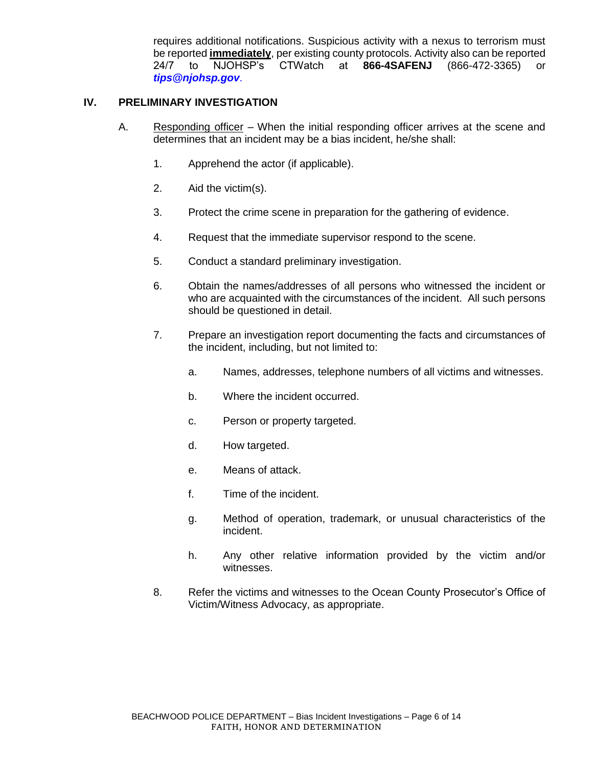requires additional notifications. Suspicious activity with a nexus to terrorism must be reported **immediately**, per existing county protocols. Activity also can be reported 24/7 to NJOHSP's CTWatch at **866-4SAFENJ** (866-472-3365) or ***tips@njohsp.gov***.

## IV. PRELIMINARY INVESTIGATION

A. Responding officer – When the initial responding officer arrives at the scene and determines that an incident may be a bias incident, he/she shall:

1. Apprehend the actor (if applicable).

2. Aid the victim(s).

3. Protect the crime scene in preparation for the gathering of evidence.

4. Request that the immediate supervisor respond to the scene.

5. Conduct a standard preliminary investigation.

6. Obtain the names/addresses of all persons who witnessed the incident or who are acquainted with the circumstances of the incident. All such persons should be questioned in detail.

7. Prepare an investigation report documenting the facts and circumstances of the incident, including, but not limited to:

   a. Names, addresses, telephone numbers of all victims and witnesses.

   b. Where the incident occurred.

   c. Person or property targeted.

   d. How targeted.

   e. Means of attack.

   f. Time of the incident.

   g. Method of operation, trademark, or unusual characteristics of the incident.

   h. Any other relative information provided by the victim and/or witnesses.

8. Refer the victims and witnesses to the Ocean County Prosecutor's Office of Victim/Witness Advocacy, as appropriate.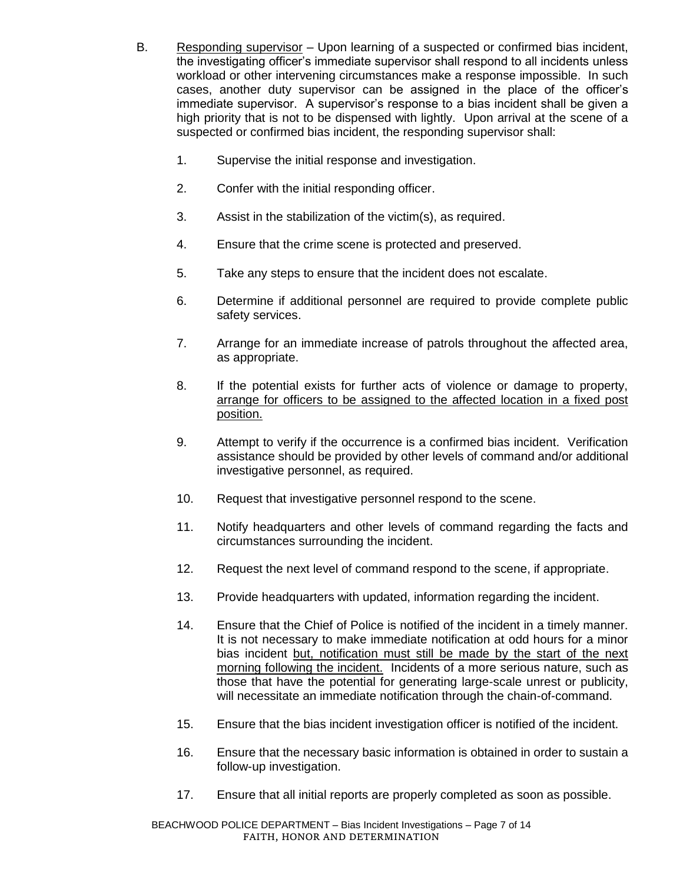B. <u>Responding supervisor</u> – Upon learning of a suspected or confirmed bias incident, the investigating officer's immediate supervisor shall respond to all incidents unless workload or other intervening circumstances make a response impossible. In such cases, another duty supervisor can be assigned in the place of the officer's immediate supervisor. A supervisor's response to a bias incident shall be given a high priority that is not to be dispensed with lightly. Upon arrival at the scene of a suspected or confirmed bias incident, the responding supervisor shall:

1. Supervise the initial response and investigation.

2. Confer with the initial responding officer.

3. Assist in the stabilization of the victim(s), as required.

4. Ensure that the crime scene is protected and preserved.

5. Take any steps to ensure that the incident does not escalate.

6. Determine if additional personnel are required to provide complete public safety services.

7. Arrange for an immediate increase of patrols throughout the affected area, as appropriate.

8. If the potential exists for further acts of violence or damage to property, <u>arrange for officers to be assigned to the affected location in a fixed post position.</u>

9. Attempt to verify if the occurrence is a confirmed bias incident. Verification assistance should be provided by other levels of command and/or additional investigative personnel, as required.

10. Request that investigative personnel respond to the scene.

11. Notify headquarters and other levels of command regarding the facts and circumstances surrounding the incident.

12. Request the next level of command respond to the scene, if appropriate.

13. Provide headquarters with updated, information regarding the incident.

14. Ensure that the Chief of Police is notified of the incident in a timely manner. It is not necessary to make immediate notification at odd hours for a minor bias incident <u>but, notification must still be made by the start of the next morning following the incident.</u> Incidents of a more serious nature, such as those that have the potential for generating large-scale unrest or publicity, will necessitate an immediate notification through the chain-of-command.

15. Ensure that the bias incident investigation officer is notified of the incident.

16. Ensure that the necessary basic information is obtained in order to sustain a follow-up investigation.

17. Ensure that all initial reports are properly completed as soon as possible.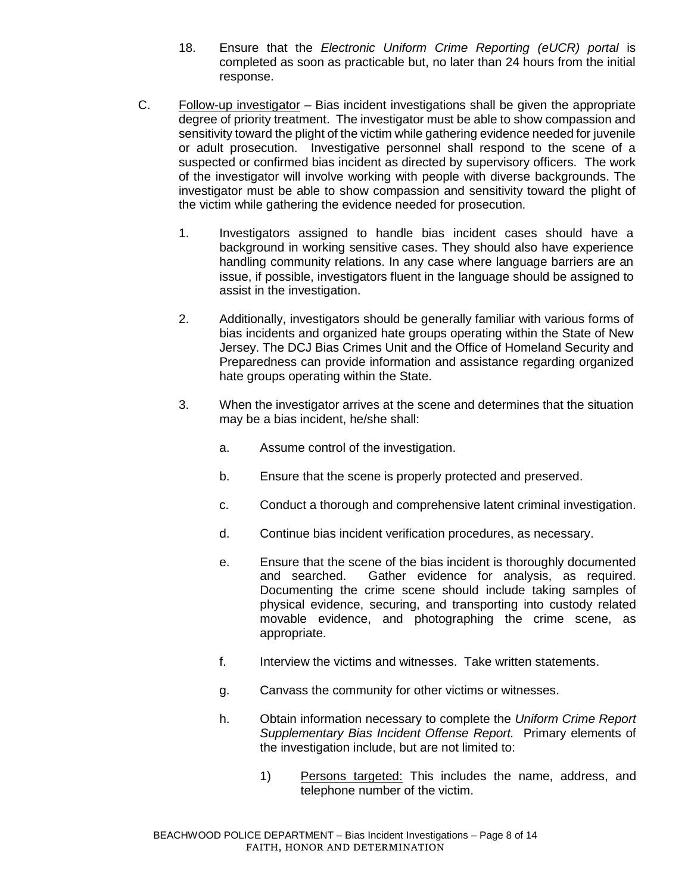18. Ensure that the *Electronic Uniform Crime Reporting (eUCR) portal* is completed as soon as practicable but, no later than 24 hours from the initial response.

C. Follow-up investigator – Bias incident investigations shall be given the appropriate degree of priority treatment. The investigator must be able to show compassion and sensitivity toward the plight of the victim while gathering evidence needed for juvenile or adult prosecution. Investigative personnel shall respond to the scene of a suspected or confirmed bias incident as directed by supervisory officers. The work of the investigator will involve working with people with diverse backgrounds. The investigator must be able to show compassion and sensitivity toward the plight of the victim while gathering the evidence needed for prosecution.

   1. Investigators assigned to handle bias incident cases should have a background in working sensitive cases. They should also have experience handling community relations. In any case where language barriers are an issue, if possible, investigators fluent in the language should be assigned to assist in the investigation.

   2. Additionally, investigators should be generally familiar with various forms of bias incidents and organized hate groups operating within the State of New Jersey. The DCJ Bias Crimes Unit and the Office of Homeland Security and Preparedness can provide information and assistance regarding organized hate groups operating within the State.

   3. When the investigator arrives at the scene and determines that the situation may be a bias incident, he/she shall:

      a. Assume control of the investigation.

      b. Ensure that the scene is properly protected and preserved.

      c. Conduct a thorough and comprehensive latent criminal investigation.

      d. Continue bias incident verification procedures, as necessary.

      e. Ensure that the scene of the bias incident is thoroughly documented and searched. Gather evidence for analysis, as required. Documenting the crime scene should include taking samples of physical evidence, securing, and transporting into custody related movable evidence, and photographing the crime scene, as appropriate.

      f. Interview the victims and witnesses. Take written statements.

      g. Canvass the community for other victims or witnesses.

      h. Obtain information necessary to complete the *Uniform Crime Report Supplementary Bias Incident Offense Report.* Primary elements of the investigation include, but are not limited to:

         1) Persons targeted: This includes the name, address, and telephone number of the victim.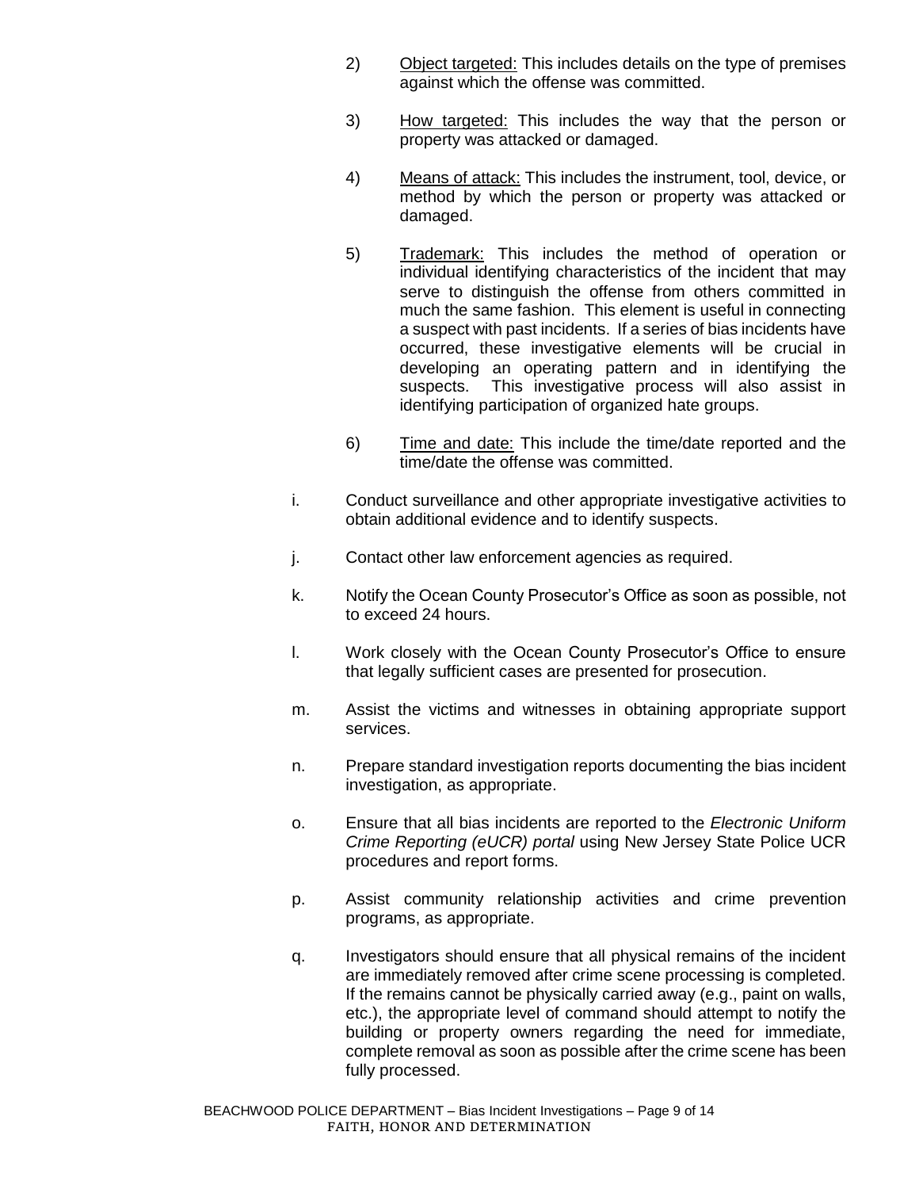2) <u>Object targeted:</u> This includes details on the type of premises against which the offense was committed.

3) <u>How targeted:</u> This includes the way that the person or property was attacked or damaged.

4) <u>Means of attack:</u> This includes the instrument, tool, device, or method by which the person or property was attacked or damaged.

5) <u>Trademark:</u> This includes the method of operation or individual identifying characteristics of the incident that may serve to distinguish the offense from others committed in much the same fashion. This element is useful in connecting a suspect with past incidents. If a series of bias incidents have occurred, these investigative elements will be crucial in developing an operating pattern and in identifying the suspects. This investigative process will also assist in identifying participation of organized hate groups.

6) <u>Time and date:</u> This include the time/date reported and the time/date the offense was committed.

i. Conduct surveillance and other appropriate investigative activities to obtain additional evidence and to identify suspects.

j. Contact other law enforcement agencies as required.

k. Notify the Ocean County Prosecutor's Office as soon as possible, not to exceed 24 hours.

l. Work closely with the Ocean County Prosecutor's Office to ensure that legally sufficient cases are presented for prosecution.

m. Assist the victims and witnesses in obtaining appropriate support services.

n. Prepare standard investigation reports documenting the bias incident investigation, as appropriate.

o. Ensure that all bias incidents are reported to the *Electronic Uniform Crime Reporting (eUCR) portal* using New Jersey State Police UCR procedures and report forms.

p. Assist community relationship activities and crime prevention programs, as appropriate.

q. Investigators should ensure that all physical remains of the incident are immediately removed after crime scene processing is completed. If the remains cannot be physically carried away (e.g., paint on walls, etc.), the appropriate level of command should attempt to notify the building or property owners regarding the need for immediate, complete removal as soon as possible after the crime scene has been fully processed.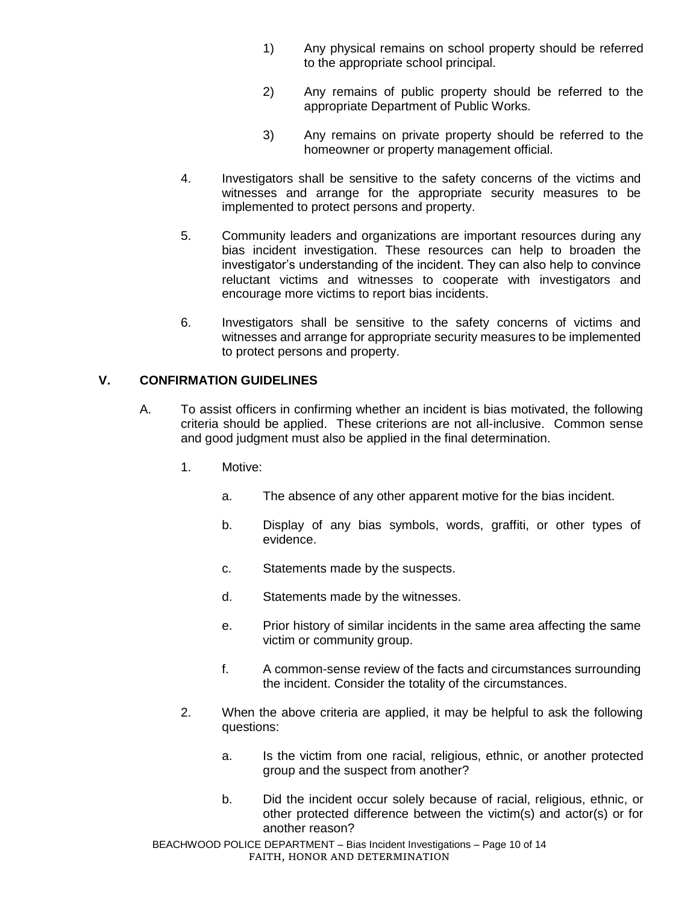1) Any physical remains on school property should be referred to the appropriate school principal.

2) Any remains of public property should be referred to the appropriate Department of Public Works.

3) Any remains on private property should be referred to the homeowner or property management official.

4. Investigators shall be sensitive to the safety concerns of the victims and witnesses and arrange for the appropriate security measures to be implemented to protect persons and property.

5. Community leaders and organizations are important resources during any bias incident investigation. These resources can help to broaden the investigator's understanding of the incident. They can also help to convince reluctant victims and witnesses to cooperate with investigators and encourage more victims to report bias incidents.

6. Investigators shall be sensitive to the safety concerns of victims and witnesses and arrange for appropriate security measures to be implemented to protect persons and property.

## V. CONFIRMATION GUIDELINES

A. To assist officers in confirming whether an incident is bias motivated, the following criteria should be applied. These criterions are not all-inclusive. Common sense and good judgment must also be applied in the final determination.

1. Motive:

   a. The absence of any other apparent motive for the bias incident.

   b. Display of any bias symbols, words, graffiti, or other types of evidence.

   c. Statements made by the suspects.

   d. Statements made by the witnesses.

   e. Prior history of similar incidents in the same area affecting the same victim or community group.

   f. A common-sense review of the facts and circumstances surrounding the incident. Consider the totality of the circumstances.

2. When the above criteria are applied, it may be helpful to ask the following questions:

   a. Is the victim from one racial, religious, ethnic, or another protected group and the suspect from another?

   b. Did the incident occur solely because of racial, religious, ethnic, or other protected difference between the victim(s) and actor(s) or for another reason?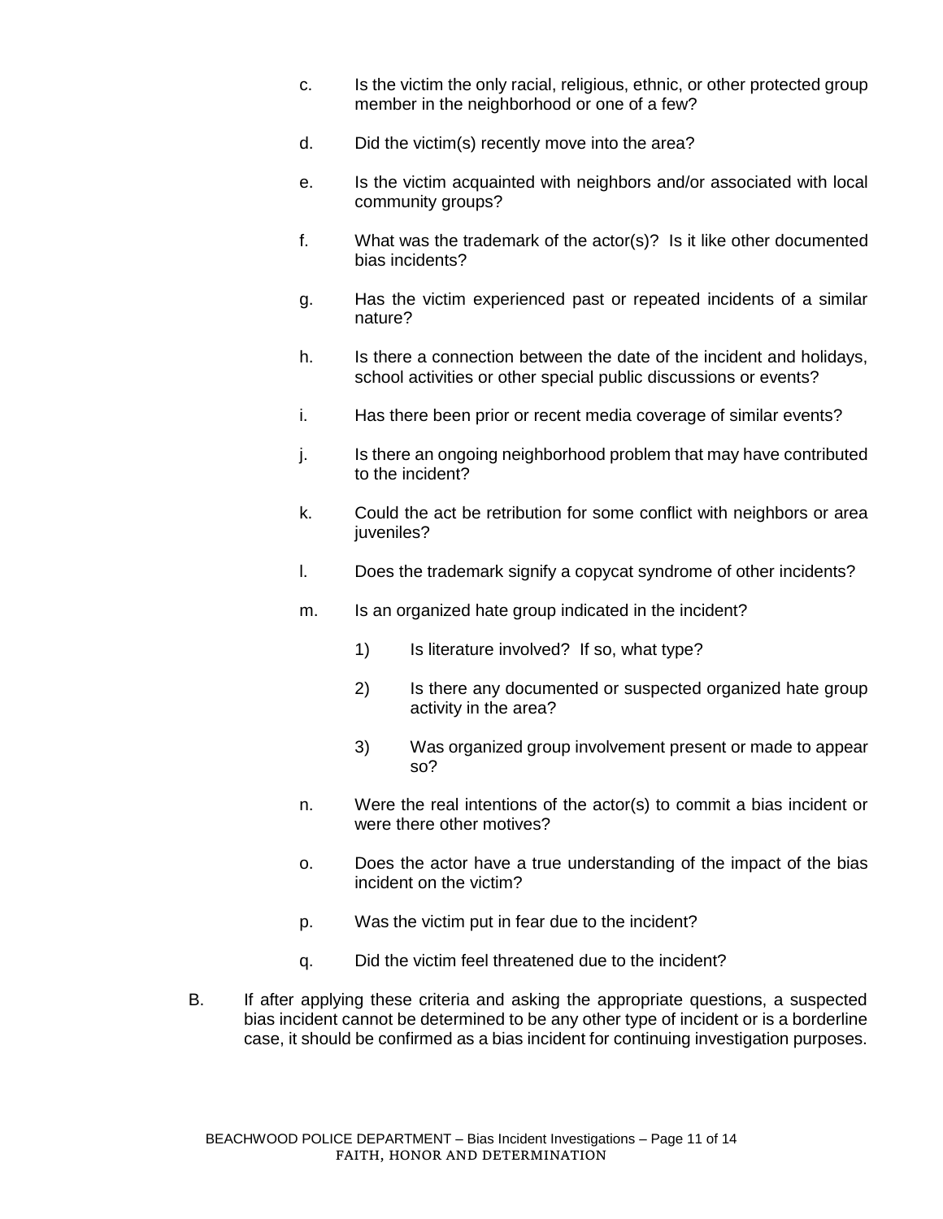c. Is the victim the only racial, religious, ethnic, or other protected group member in the neighborhood or one of a few?

d. Did the victim(s) recently move into the area?

e. Is the victim acquainted with neighbors and/or associated with local community groups?

f. What was the trademark of the actor(s)? Is it like other documented bias incidents?

g. Has the victim experienced past or repeated incidents of a similar nature?

h. Is there a connection between the date of the incident and holidays, school activities or other special public discussions or events?

i. Has there been prior or recent media coverage of similar events?

j. Is there an ongoing neighborhood problem that may have contributed to the incident?

k. Could the act be retribution for some conflict with neighbors or area juveniles?

l. Does the trademark signify a copycat syndrome of other incidents?

m. Is an organized hate group indicated in the incident?

   1) Is literature involved? If so, what type?

   2) Is there any documented or suspected organized hate group activity in the area?

   3) Was organized group involvement present or made to appear so?

n. Were the real intentions of the actor(s) to commit a bias incident or were there other motives?

o. Does the actor have a true understanding of the impact of the bias incident on the victim?

p. Was the victim put in fear due to the incident?

q. Did the victim feel threatened due to the incident?

B. If after applying these criteria and asking the appropriate questions, a suspected bias incident cannot be determined to be any other type of incident or is a borderline case, it should be confirmed as a bias incident for continuing investigation purposes.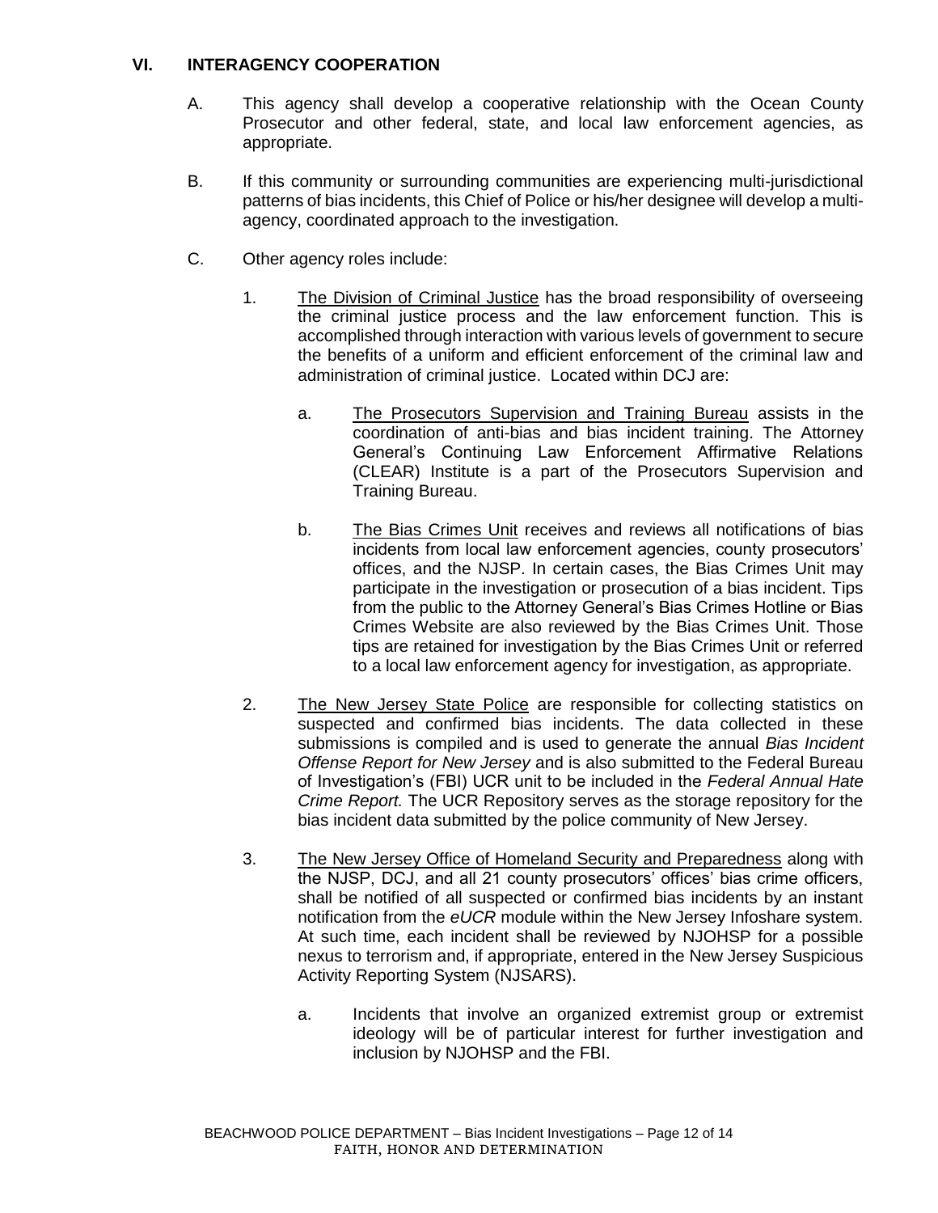## VI. INTERAGENCY COOPERATION

A. This agency shall develop a cooperative relationship with the Ocean County Prosecutor and other federal, state, and local law enforcement agencies, as appropriate.

B. If this community or surrounding communities are experiencing multi-jurisdictional patterns of bias incidents, this Chief of Police or his/her designee will develop a multi-agency, coordinated approach to the investigation.

C. Other agency roles include:

1. The Division of Criminal Justice has the broad responsibility of overseeing the criminal justice process and the law enforcement function. This is accomplished through interaction with various levels of government to secure the benefits of a uniform and efficient enforcement of the criminal law and administration of criminal justice. Located within DCJ are:

   a. The Prosecutors Supervision and Training Bureau assists in the coordination of anti-bias and bias incident training. The Attorney General's Continuing Law Enforcement Affirmative Relations (CLEAR) Institute is a part of the Prosecutors Supervision and Training Bureau.

   b. The Bias Crimes Unit receives and reviews all notifications of bias incidents from local law enforcement agencies, county prosecutors' offices, and the NJSP. In certain cases, the Bias Crimes Unit may participate in the investigation or prosecution of a bias incident. Tips from the public to the Attorney General's Bias Crimes Hotline or Bias Crimes Website are also reviewed by the Bias Crimes Unit. Those tips are retained for investigation by the Bias Crimes Unit or referred to a local law enforcement agency for investigation, as appropriate.

2. The New Jersey State Police are responsible for collecting statistics on suspected and confirmed bias incidents. The data collected in these submissions is compiled and is used to generate the annual *Bias Incident Offense Report for New Jersey* and is also submitted to the Federal Bureau of Investigation's (FBI) UCR unit to be included in the *Federal Annual Hate Crime Report.* The UCR Repository serves as the storage repository for the bias incident data submitted by the police community of New Jersey.

3. The New Jersey Office of Homeland Security and Preparedness along with the NJSP, DCJ, and all 21 county prosecutors' offices' bias crime officers, shall be notified of all suspected or confirmed bias incidents by an instant notification from the *eUCR* module within the New Jersey Infoshare system. At such time, each incident shall be reviewed by NJOHSP for a possible nexus to terrorism and, if appropriate, entered in the New Jersey Suspicious Activity Reporting System (NJSARS).

   a. Incidents that involve an organized extremist group or extremist ideology will be of particular interest for further investigation and inclusion by NJOHSP and the FBI.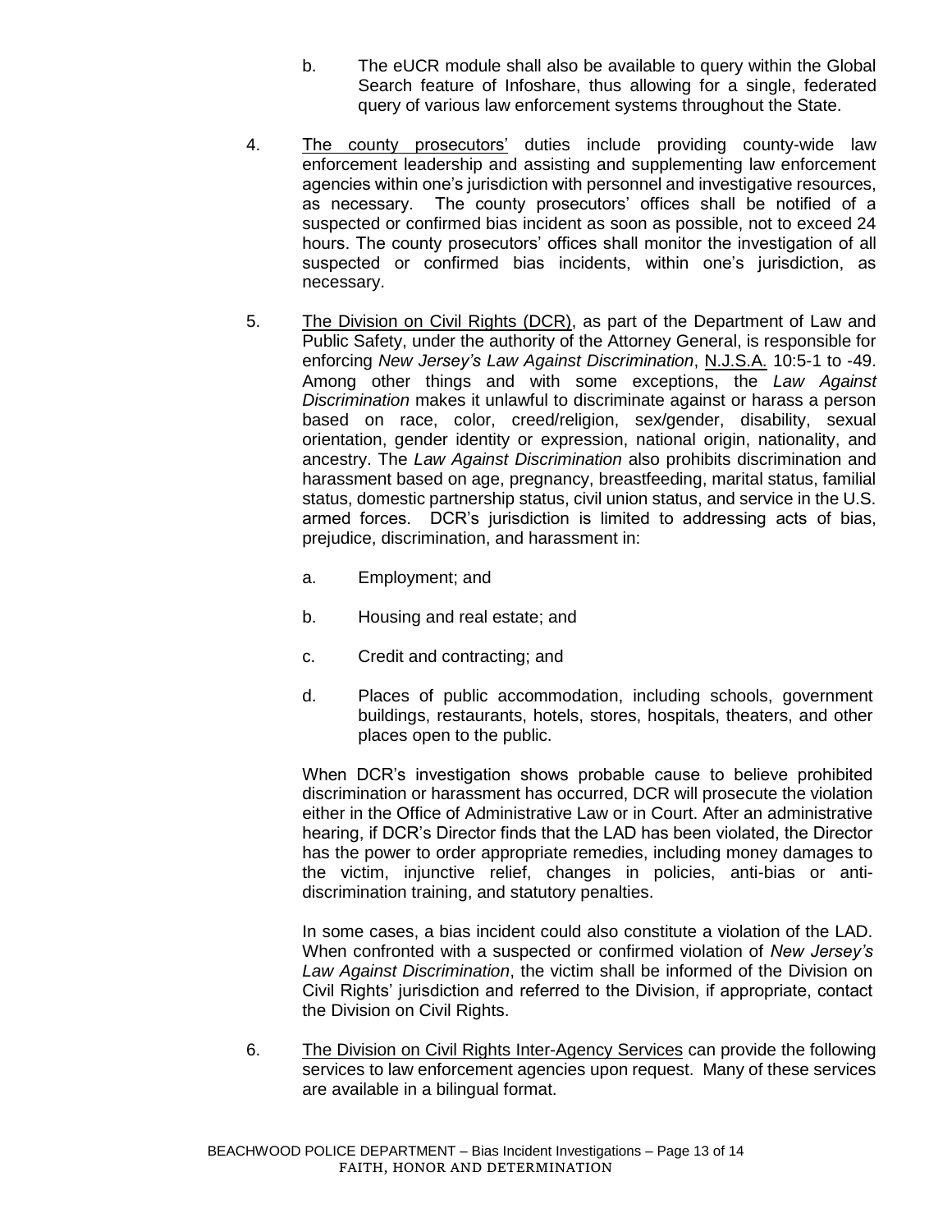b. The eUCR module shall also be available to query within the Global Search feature of Infoshare, thus allowing for a single, federated query of various law enforcement systems throughout the State.

4. The county prosecutors' duties include providing county-wide law enforcement leadership and assisting and supplementing law enforcement agencies within one's jurisdiction with personnel and investigative resources, as necessary. The county prosecutors' offices shall be notified of a suspected or confirmed bias incident as soon as possible, not to exceed 24 hours. The county prosecutors' offices shall monitor the investigation of all suspected or confirmed bias incidents, within one's jurisdiction, as necessary.

5. The Division on Civil Rights (DCR), as part of the Department of Law and Public Safety, under the authority of the Attorney General, is responsible for enforcing *New Jersey's Law Against Discrimination*, N.J.S.A. 10:5-1 to -49. Among other things and with some exceptions, the *Law Against Discrimination* makes it unlawful to discriminate against or harass a person based on race, color, creed/religion, sex/gender, disability, sexual orientation, gender identity or expression, national origin, nationality, and ancestry. The *Law Against Discrimination* also prohibits discrimination and harassment based on age, pregnancy, breastfeeding, marital status, familial status, domestic partnership status, civil union status, and service in the U.S. armed forces. DCR's jurisdiction is limited to addressing acts of bias, prejudice, discrimination, and harassment in:

   a. Employment; and

   b. Housing and real estate; and

   c. Credit and contracting; and

   d. Places of public accommodation, including schools, government buildings, restaurants, hotels, stores, hospitals, theaters, and other places open to the public.

   When DCR's investigation shows probable cause to believe prohibited discrimination or harassment has occurred, DCR will prosecute the violation either in the Office of Administrative Law or in Court. After an administrative hearing, if DCR's Director finds that the LAD has been violated, the Director has the power to order appropriate remedies, including money damages to the victim, injunctive relief, changes in policies, anti-bias or anti-discrimination training, and statutory penalties.

   In some cases, a bias incident could also constitute a violation of the LAD. When confronted with a suspected or confirmed violation of *New Jersey's Law Against Discrimination*, the victim shall be informed of the Division on Civil Rights' jurisdiction and referred to the Division, if appropriate, contact the Division on Civil Rights.

6. The Division on Civil Rights Inter-Agency Services can provide the following services to law enforcement agencies upon request. Many of these services are available in a bilingual format.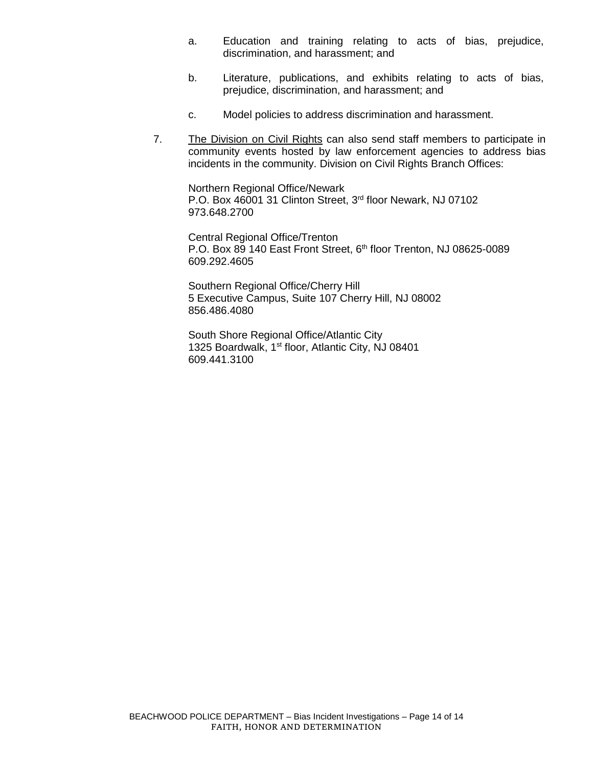a. Education and training relating to acts of bias, prejudice, discrimination, and harassment; and

b. Literature, publications, and exhibits relating to acts of bias, prejudice, discrimination, and harassment; and

c. Model policies to address discrimination and harassment.

7. The Division on Civil Rights can also send staff members to participate in community events hosted by law enforcement agencies to address bias incidents in the community. Division on Civil Rights Branch Offices:

   Northern Regional Office/Newark
   P.O. Box 46001 31 Clinton Street, 3rd floor Newark, NJ 07102
   973.648.2700

   Central Regional Office/Trenton
   P.O. Box 89 140 East Front Street, 6th floor Trenton, NJ 08625-0089
   609.292.4605

   Southern Regional Office/Cherry Hill
   5 Executive Campus, Suite 107 Cherry Hill, NJ 08002
   856.486.4080

   South Shore Regional Office/Atlantic City
   1325 Boardwalk, 1st floor, Atlantic City, NJ 08401
   609.441.3100